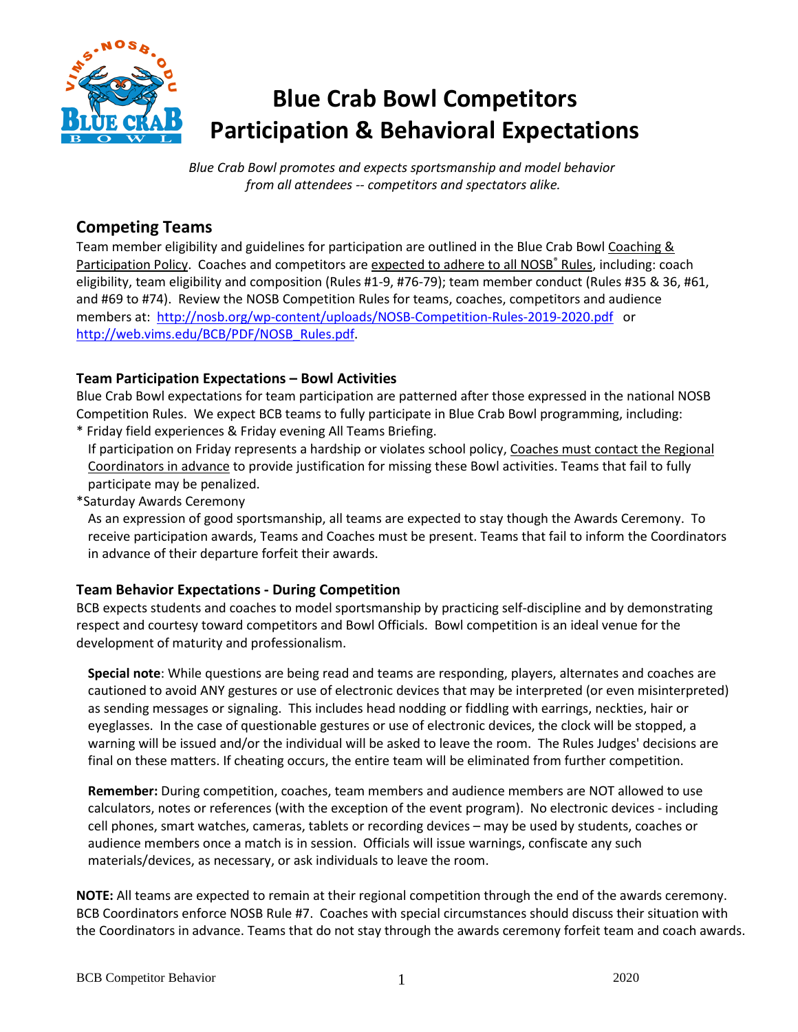# Blue Crab Bowl Competitors Participation & Behavioral Expectations

*Blue Crab Bowl promotes and expects sportsmanship and model behavior from all attendees -- competitors and spectators alike.*

## Competing Teams

Team member eligibility and guidelines for participation are outlined in the Blue Crab Bowl Coaching & Participation Policy. Coaches and competitors are expected to adhere to all NOSB® Rules, including: coach eligibility, team eligibility and composition (Rules #1-9, #76-79); team member conduct (Rules #35 & 36, #61, and #69 to #74). Review the NOSB Competition Rules for teams, coaches, competitors and audience members at: http://nosb.org/wp-content/uploads/NOSB-Competition-Rules-2019-2020.pdf or http://web.vims.edu/BCB/PDF/NOSB_Rules.pdf.

### Team Participation Expectations – Bowl Activities

Blue Crab Bowl expectations for team participation are patterned after those expressed in the national NOSB Competition Rules. We expect BCB teams to fully participate in Blue Crab Bowl programming, including:

* Friday field experiences & Friday evening All Teams Briefing.
  If participation on Friday represents a hardship or violates school policy, Coaches must contact the Regional Coordinators in advance to provide justification for missing these Bowl activities. Teams that fail to fully participate may be penalized.
* Saturday Awards Ceremony
  As an expression of good sportsmanship, all teams are expected to stay though the Awards Ceremony. To receive participation awards, Teams and Coaches must be present. Teams that fail to inform the Coordinators in advance of their departure forfeit their awards.

### Team Behavior Expectations - During Competition

BCB expects students and coaches to model sportsmanship by practicing self-discipline and by demonstrating respect and courtesy toward competitors and Bowl Officials. Bowl competition is an ideal venue for the development of maturity and professionalism.

**Special note**: While questions are being read and teams are responding, players, alternates and coaches are cautioned to avoid ANY gestures or use of electronic devices that may be interpreted (or even misinterpreted) as sending messages or signaling. This includes head nodding or fiddling with earrings, neckties, hair or eyeglasses. In the case of questionable gestures or use of electronic devices, the clock will be stopped, a warning will be issued and/or the individual will be asked to leave the room. The Rules Judges' decisions are final on these matters. If cheating occurs, the entire team will be eliminated from further competition.

**Remember:** During competition, coaches, team members and audience members are NOT allowed to use calculators, notes or references (with the exception of the event program). No electronic devices - including cell phones, smart watches, cameras, tablets or recording devices – may be used by students, coaches or audience members once a match is in session. Officials will issue warnings, confiscate any such materials/devices, as necessary, or ask individuals to leave the room.

**NOTE:** All teams are expected to remain at their regional competition through the end of the awards ceremony. BCB Coordinators enforce NOSB Rule #7. Coaches with special circumstances should discuss their situation with the Coordinators in advance. Teams that do not stay through the awards ceremony forfeit team and coach awards.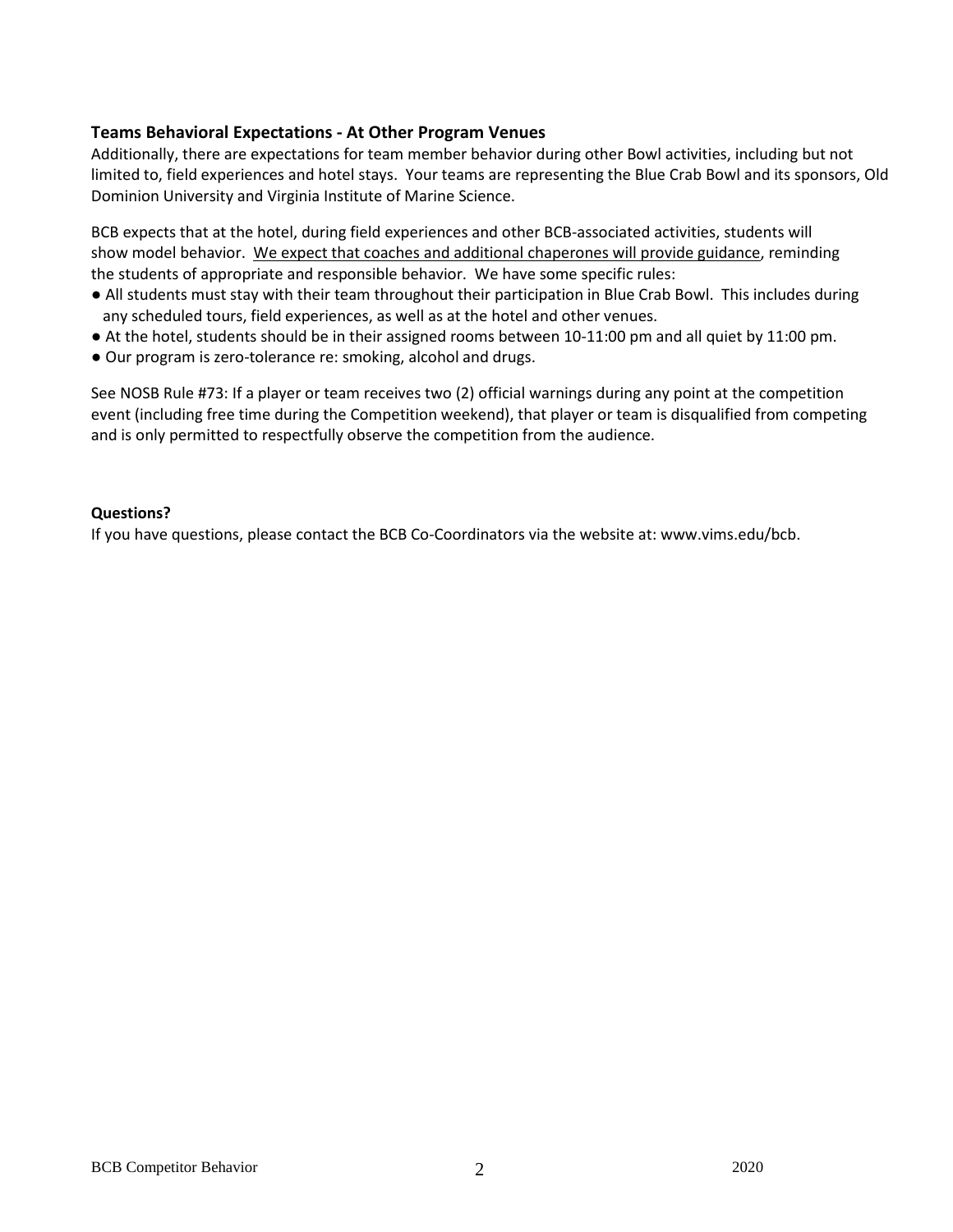### Teams Behavioral Expectations - At Other Program Venues

Additionally, there are expectations for team member behavior during other Bowl activities, including but not limited to, field experiences and hotel stays. Your teams are representing the Blue Crab Bowl and its sponsors, Old Dominion University and Virginia Institute of Marine Science.

BCB expects that at the hotel, during field experiences and other BCB-associated activities, students will show model behavior. <u>We expect that coaches and additional chaperones will provide guidance</u>, reminding the students of appropriate and responsible behavior. We have some specific rules:

- All students must stay with their team throughout their participation in Blue Crab Bowl. This includes during any scheduled tours, field experiences, as well as at the hotel and other venues.
- At the hotel, students should be in their assigned rooms between 10-11:00 pm and all quiet by 11:00 pm.
- Our program is zero-tolerance re: smoking, alcohol and drugs.

See NOSB Rule #73: If a player or team receives two (2) official warnings during any point at the competition event (including free time during the Competition weekend), that player or team is disqualified from competing and is only permitted to respectfully observe the competition from the audience.

**Questions?**

If you have questions, please contact the BCB Co-Coordinators via the website at: www.vims.edu/bcb.